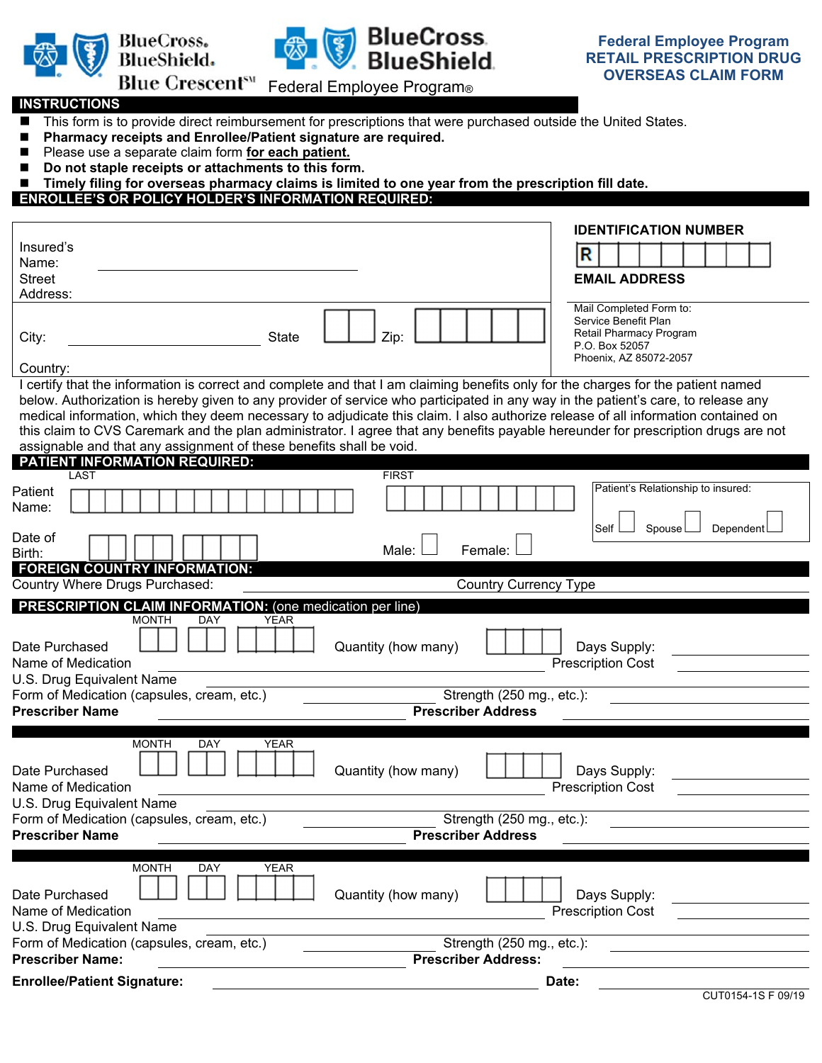BlueCross BlueShield Blue Crescent℠ | BlueCross BlueShield Federal Employee Program®

# Federal Employee Program RETAIL PRESCRIPTION DRUG OVERSEAS CLAIM FORM

## INSTRUCTIONS

- This form is to provide direct reimbursement for prescriptions that were purchased outside the United States.
- **Pharmacy receipts and Enrollee/Patient signature are required.**
- Please use a separate claim form **for each patient.**
- **Do not staple receipts or attachments to this form.**
- **Timely filing for overseas pharmacy claims is limited to one year from the prescription fill date.**

## ENROLLEE'S OR POLICY HOLDER'S INFORMATION REQUIRED:

Insured's Name: ____________________

Street Address: ____________________

City: ____________________ State [ ][ ] Zip: [ ][ ][ ][ ][ ]

Country:

**IDENTIFICATION NUMBER**

R[ ][ ][ ][ ][ ][ ][ ][ ]

**EMAIL ADDRESS**

Mail Completed Form to:
Service Benefit Plan
Retail Pharmacy Program
P.O. Box 52057
Phoenix, AZ 85072-2057

I certify that the information is correct and complete and that I am claiming benefits only for the charges for the patient named below. Authorization is hereby given to any provider of service who participated in any way in the patient's care, to release any medical information, which they deem necessary to adjudicate this claim. I also authorize release of all information contained on this claim to CVS Caremark and the plan administrator. I agree that any benefits payable hereunder for prescription drugs are not assignable and that any assignment of these benefits shall be void.

## PATIENT INFORMATION REQUIRED:

Patient Name: LAST [ ] FIRST [ ]

Patient's Relationship to insured: Self ☐ Spouse ☐ Dependent ☐

Date of Birth: [ ][ ] [ ][ ] [ ][ ][ ][ ]

Male: ☐ Female: ☐

## FOREIGN COUNTRY INFORMATION:

Country Where Drugs Purchased: ____________________ Country Currency Type ____________________

## PRESCRIPTION CLAIM INFORMATION: (one medication per line)

Date Purchased MONTH [ ][ ] DAY [ ][ ] YEAR [ ][ ][ ][ ] Quantity (how many) [ ][ ][ ][ ] Days Supply: ________
Name of Medication ____________________ Prescription Cost ________
U.S. Drug Equivalent Name ____________________
Form of Medication (capsules, cream, etc.) ________ Strength (250 mg., etc.): ________
**Prescriber Name** ________ **Prescriber Address** ________

---

Date Purchased MONTH [ ][ ] DAY [ ][ ] YEAR [ ][ ][ ][ ] Quantity (how many) [ ][ ][ ][ ] Days Supply: ________
Name of Medication ____________________ Prescription Cost ________
U.S. Drug Equivalent Name ____________________
Form of Medication (capsules, cream, etc.) ________ Strength (250 mg., etc.): ________
**Prescriber Name** ________ **Prescriber Address** ________

---

Date Purchased MONTH [ ][ ] DAY [ ][ ] YEAR [ ][ ][ ][ ] Quantity (how many) [ ][ ][ ][ ] Days Supply: ________
Name of Medication ____________________ Prescription Cost ________
U.S. Drug Equivalent Name ____________________
Form of Medication (capsules, cream, etc.) ________ Strength (250 mg., etc.): ________
**Prescriber Name:** ________ **Prescriber Address:** ________

**Enrollee/Patient Signature:** ____________________ **Date:** ________

CUT0154-1S F 09/19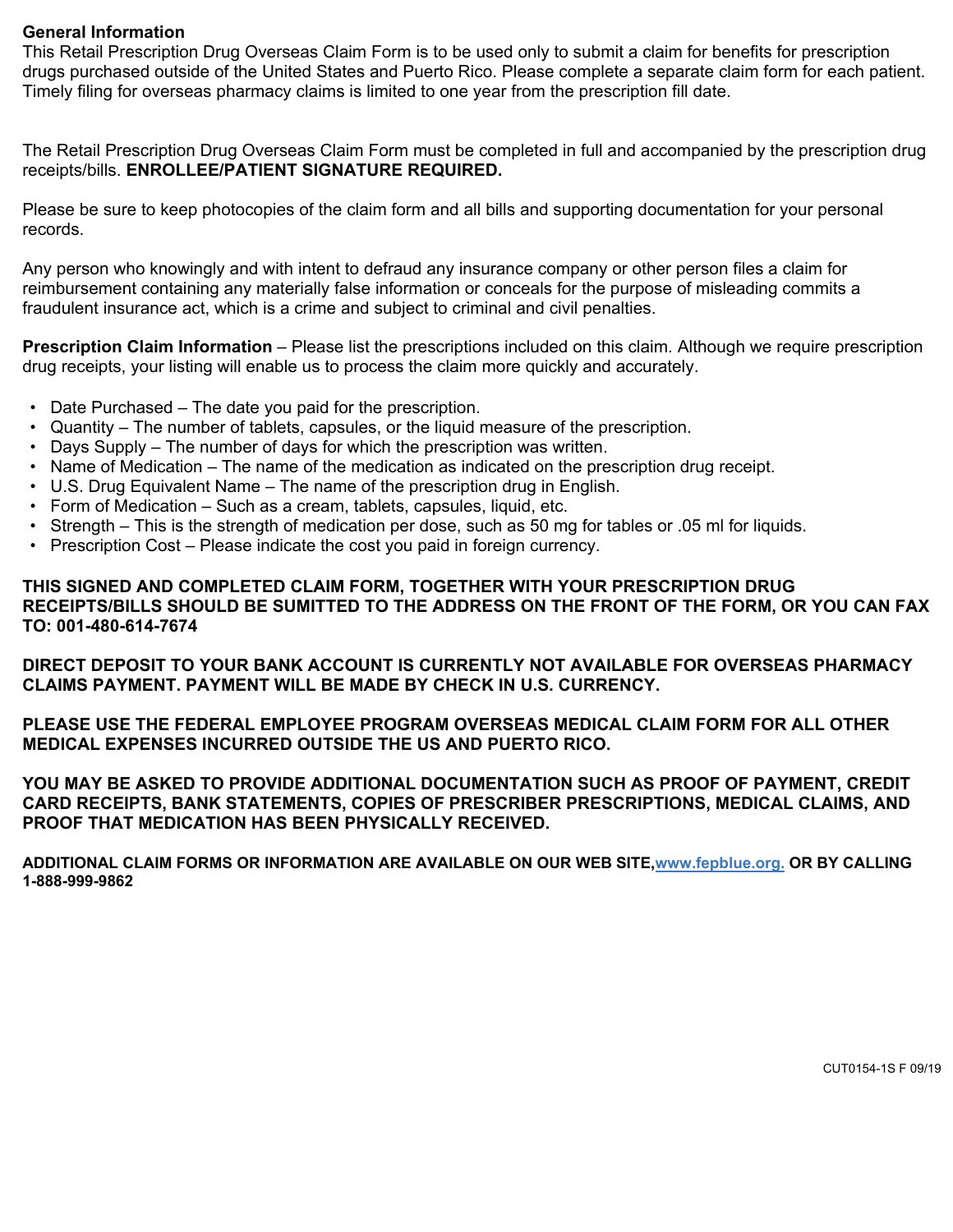## General Information

This Retail Prescription Drug Overseas Claim Form is to be used only to submit a claim for benefits for prescription drugs purchased outside of the United States and Puerto Rico. Please complete a separate claim form for each patient. Timely filing for overseas pharmacy claims is limited to one year from the prescription fill date.

The Retail Prescription Drug Overseas Claim Form must be completed in full and accompanied by the prescription drug receipts/bills. **ENROLLEE/PATIENT SIGNATURE REQUIRED.**

Please be sure to keep photocopies of the claim form and all bills and supporting documentation for your personal records.

Any person who knowingly and with intent to defraud any insurance company or other person files a claim for reimbursement containing any materially false information or conceals for the purpose of misleading commits a fraudulent insurance act, which is a crime and subject to criminal and civil penalties.

**Prescription Claim Information** – Please list the prescriptions included on this claim. Although we require prescription drug receipts, your listing will enable us to process the claim more quickly and accurately.

- Date Purchased – The date you paid for the prescription.
- Quantity – The number of tablets, capsules, or the liquid measure of the prescription.
- Days Supply – The number of days for which the prescription was written.
- Name of Medication – The name of the medication as indicated on the prescription drug receipt.
- U.S. Drug Equivalent Name – The name of the prescription drug in English.
- Form of Medication – Such as a cream, tablets, capsules, liquid, etc.
- Strength – This is the strength of medication per dose, such as 50 mg for tables or .05 ml for liquids.
- Prescription Cost – Please indicate the cost you paid in foreign currency.

**THIS SIGNED AND COMPLETED CLAIM FORM, TOGETHER WITH YOUR PRESCRIPTION DRUG RECEIPTS/BILLS SHOULD BE SUMITTED TO THE ADDRESS ON THE FRONT OF THE FORM, OR YOU CAN FAX TO: 001-480-614-7674**

**DIRECT DEPOSIT TO YOUR BANK ACCOUNT IS CURRENTLY NOT AVAILABLE FOR OVERSEAS PHARMACY CLAIMS PAYMENT. PAYMENT WILL BE MADE BY CHECK IN U.S. CURRENCY.**

**PLEASE USE THE FEDERAL EMPLOYEE PROGRAM OVERSEAS MEDICAL CLAIM FORM FOR ALL OTHER MEDICAL EXPENSES INCURRED OUTSIDE THE US AND PUERTO RICO.**

**YOU MAY BE ASKED TO PROVIDE ADDITIONAL DOCUMENTATION SUCH AS PROOF OF PAYMENT, CREDIT CARD RECEIPTS, BANK STATEMENTS, COPIES OF PRESCRIBER PRESCRIPTIONS, MEDICAL CLAIMS, AND PROOF THAT MEDICATION HAS BEEN PHYSICALLY RECEIVED.**

**ADDITIONAL CLAIM FORMS OR INFORMATION ARE AVAILABLE ON OUR WEB SITE, www.fepblue.org. OR BY CALLING 1-888-999-9862**

CUT0154-1S F 09/19